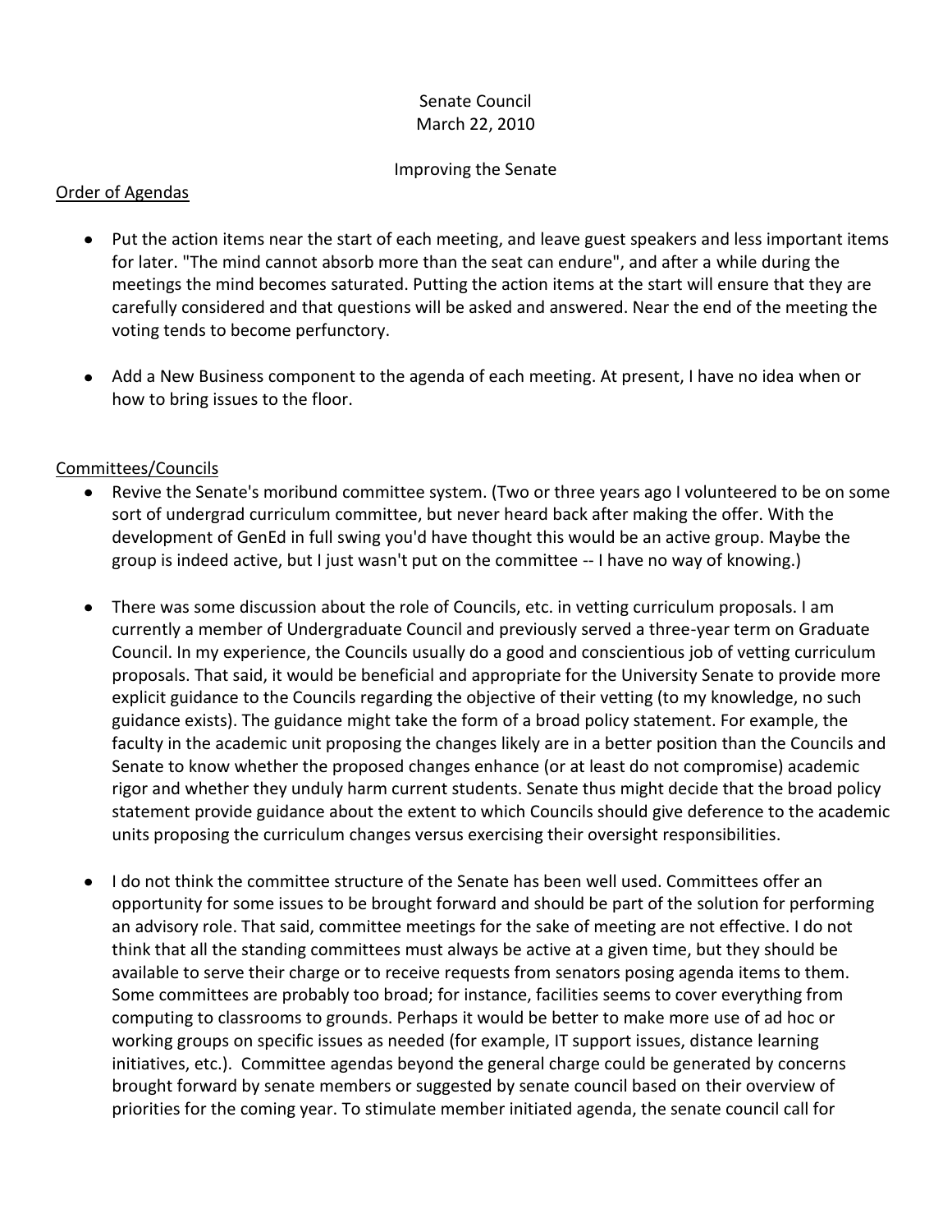Senate Council
March 22, 2010

Improving the Senate

## Order of Agendas

- Put the action items near the start of each meeting, and leave guest speakers and less important items for later. "The mind cannot absorb more than the seat can endure", and after a while during the meetings the mind becomes saturated. Putting the action items at the start will ensure that they are carefully considered and that questions will be asked and answered. Near the end of the meeting the voting tends to become perfunctory.

- Add a New Business component to the agenda of each meeting. At present, I have no idea when or how to bring issues to the floor.

## Committees/Councils

- Revive the Senate's moribund committee system. (Two or three years ago I volunteered to be on some sort of undergrad curriculum committee, but never heard back after making the offer. With the development of GenEd in full swing you'd have thought this would be an active group. Maybe the group is indeed active, but I just wasn't put on the committee -- I have no way of knowing.)

- There was some discussion about the role of Councils, etc. in vetting curriculum proposals. I am currently a member of Undergraduate Council and previously served a three-year term on Graduate Council. In my experience, the Councils usually do a good and conscientious job of vetting curriculum proposals. That said, it would be beneficial and appropriate for the University Senate to provide more explicit guidance to the Councils regarding the objective of their vetting (to my knowledge, no such guidance exists). The guidance might take the form of a broad policy statement. For example, the faculty in the academic unit proposing the changes likely are in a better position than the Councils and Senate to know whether the proposed changes enhance (or at least do not compromise) academic rigor and whether they unduly harm current students. Senate thus might decide that the broad policy statement provide guidance about the extent to which Councils should give deference to the academic units proposing the curriculum changes versus exercising their oversight responsibilities.

- I do not think the committee structure of the Senate has been well used. Committees offer an opportunity for some issues to be brought forward and should be part of the solution for performing an advisory role. That said, committee meetings for the sake of meeting are not effective. I do not think that all the standing committees must always be active at a given time, but they should be available to serve their charge or to receive requests from senators posing agenda items to them. Some committees are probably too broad; for instance, facilities seems to cover everything from computing to classrooms to grounds. Perhaps it would be better to make more use of ad hoc or working groups on specific issues as needed (for example, IT support issues, distance learning initiatives, etc.). Committee agendas beyond the general charge could be generated by concerns brought forward by senate members or suggested by senate council based on their overview of priorities for the coming year. To stimulate member initiated agenda, the senate council call for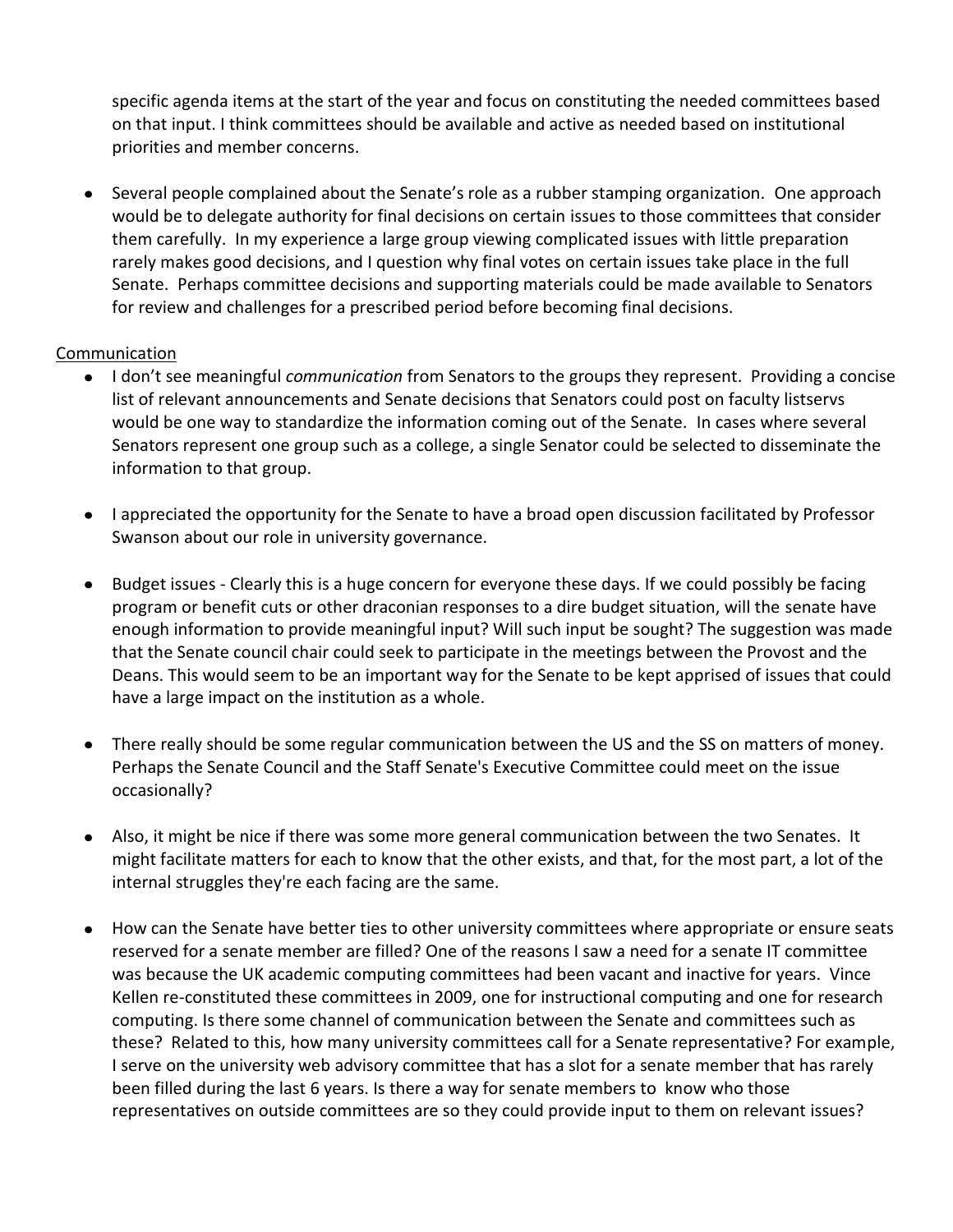specific agenda items at the start of the year and focus on constituting the needed committees based on that input. I think committees should be available and active as needed based on institutional priorities and member concerns.

- Several people complained about the Senate's role as a rubber stamping organization. One approach would be to delegate authority for final decisions on certain issues to those committees that consider them carefully. In my experience a large group viewing complicated issues with little preparation rarely makes good decisions, and I question why final votes on certain issues take place in the full Senate. Perhaps committee decisions and supporting materials could be made available to Senators for review and challenges for a prescribed period before becoming final decisions.

Communication

- I don't see meaningful *communication* from Senators to the groups they represent. Providing a concise list of relevant announcements and Senate decisions that Senators could post on faculty listservs would be one way to standardize the information coming out of the Senate. In cases where several Senators represent one group such as a college, a single Senator could be selected to disseminate the information to that group.

- I appreciated the opportunity for the Senate to have a broad open discussion facilitated by Professor Swanson about our role in university governance.

- Budget issues - Clearly this is a huge concern for everyone these days. If we could possibly be facing program or benefit cuts or other draconian responses to a dire budget situation, will the senate have enough information to provide meaningful input? Will such input be sought? The suggestion was made that the Senate council chair could seek to participate in the meetings between the Provost and the Deans. This would seem to be an important way for the Senate to be kept apprised of issues that could have a large impact on the institution as a whole.

- There really should be some regular communication between the US and the SS on matters of money. Perhaps the Senate Council and the Staff Senate's Executive Committee could meet on the issue occasionally?

- Also, it might be nice if there was some more general communication between the two Senates. It might facilitate matters for each to know that the other exists, and that, for the most part, a lot of the internal struggles they're each facing are the same.

- How can the Senate have better ties to other university committees where appropriate or ensure seats reserved for a senate member are filled? One of the reasons I saw a need for a senate IT committee was because the UK academic computing committees had been vacant and inactive for years. Vince Kellen re-constituted these committees in 2009, one for instructional computing and one for research computing. Is there some channel of communication between the Senate and committees such as these? Related to this, how many university committees call for a Senate representative? For example, I serve on the university web advisory committee that has a slot for a senate member that has rarely been filled during the last 6 years. Is there a way for senate members to know who those representatives on outside committees are so they could provide input to them on relevant issues?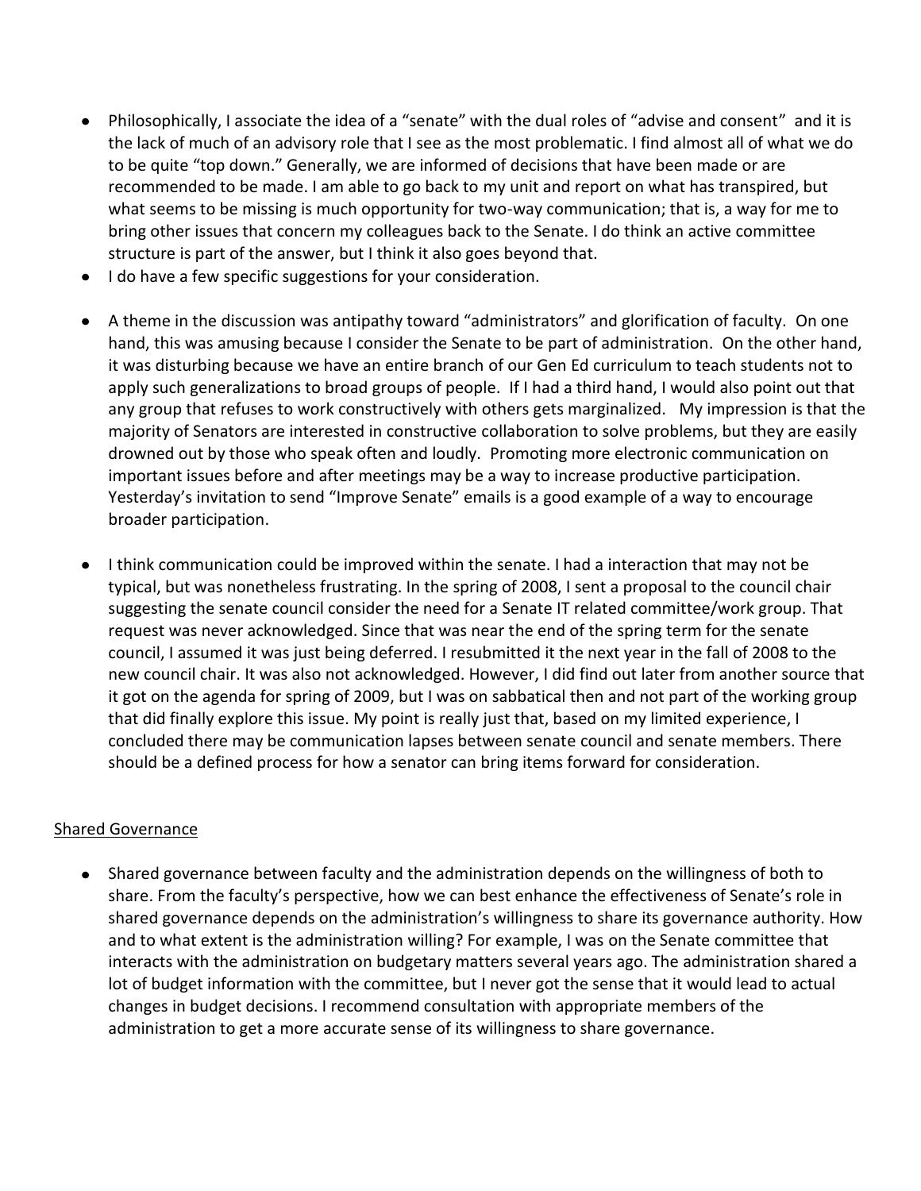- Philosophically, I associate the idea of a "senate" with the dual roles of "advise and consent" and it is the lack of much of an advisory role that I see as the most problematic. I find almost all of what we do to be quite "top down." Generally, we are informed of decisions that have been made or are recommended to be made. I am able to go back to my unit and report on what has transpired, but what seems to be missing is much opportunity for two-way communication; that is, a way for me to bring other issues that concern my colleagues back to the Senate. I do think an active committee structure is part of the answer, but I think it also goes beyond that.
- I do have a few specific suggestions for your consideration.
- A theme in the discussion was antipathy toward "administrators" and glorification of faculty. On one hand, this was amusing because I consider the Senate to be part of administration. On the other hand, it was disturbing because we have an entire branch of our Gen Ed curriculum to teach students not to apply such generalizations to broad groups of people. If I had a third hand, I would also point out that any group that refuses to work constructively with others gets marginalized. My impression is that the majority of Senators are interested in constructive collaboration to solve problems, but they are easily drowned out by those who speak often and loudly. Promoting more electronic communication on important issues before and after meetings may be a way to increase productive participation. Yesterday's invitation to send "Improve Senate" emails is a good example of a way to encourage broader participation.
- I think communication could be improved within the senate. I had a interaction that may not be typical, but was nonetheless frustrating. In the spring of 2008, I sent a proposal to the council chair suggesting the senate council consider the need for a Senate IT related committee/work group. That request was never acknowledged. Since that was near the end of the spring term for the senate council, I assumed it was just being deferred. I resubmitted it the next year in the fall of 2008 to the new council chair. It was also not acknowledged. However, I did find out later from another source that it got on the agenda for spring of 2009, but I was on sabbatical then and not part of the working group that did finally explore this issue. My point is really just that, based on my limited experience, I concluded there may be communication lapses between senate council and senate members. There should be a defined process for how a senator can bring items forward for consideration.

## Shared Governance

- Shared governance between faculty and the administration depends on the willingness of both to share. From the faculty's perspective, how we can best enhance the effectiveness of Senate's role in shared governance depends on the administration's willingness to share its governance authority. How and to what extent is the administration willing? For example, I was on the Senate committee that interacts with the administration on budgetary matters several years ago. The administration shared a lot of budget information with the committee, but I never got the sense that it would lead to actual changes in budget decisions. I recommend consultation with appropriate members of the administration to get a more accurate sense of its willingness to share governance.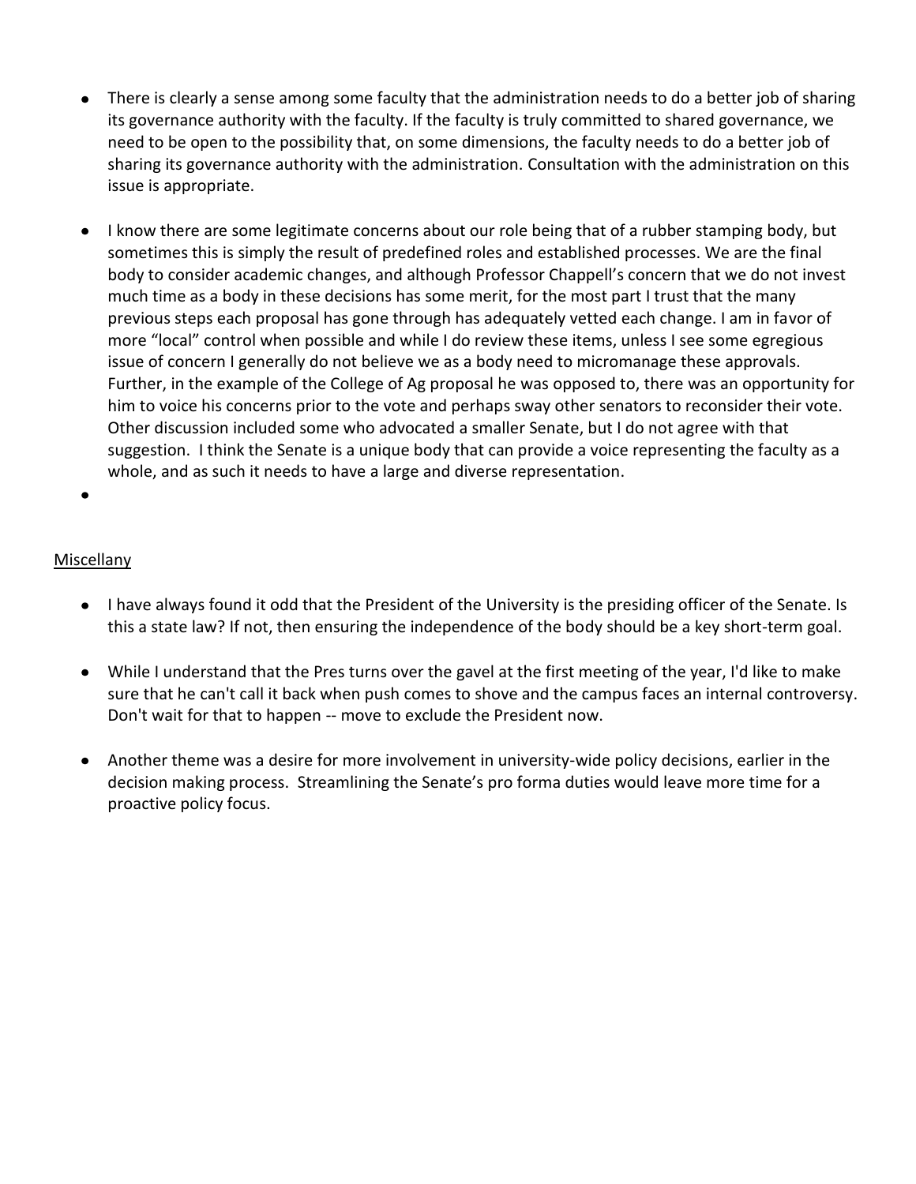- There is clearly a sense among some faculty that the administration needs to do a better job of sharing its governance authority with the faculty. If the faculty is truly committed to shared governance, we need to be open to the possibility that, on some dimensions, the faculty needs to do a better job of sharing its governance authority with the administration. Consultation with the administration on this issue is appropriate.

- I know there are some legitimate concerns about our role being that of a rubber stamping body, but sometimes this is simply the result of predefined roles and established processes. We are the final body to consider academic changes, and although Professor Chappell's concern that we do not invest much time as a body in these decisions has some merit, for the most part I trust that the many previous steps each proposal has gone through has adequately vetted each change. I am in favor of more "local" control when possible and while I do review these items, unless I see some egregious issue of concern I generally do not believe we as a body need to micromanage these approvals. Further, in the example of the College of Ag proposal he was opposed to, there was an opportunity for him to voice his concerns prior to the vote and perhaps sway other senators to reconsider their vote. Other discussion included some who advocated a smaller Senate, but I do not agree with that suggestion. I think the Senate is a unique body that can provide a voice representing the faculty as a whole, and as such it needs to have a large and diverse representation.

<u>Miscellany</u>

- I have always found it odd that the President of the University is the presiding officer of the Senate. Is this a state law? If not, then ensuring the independence of the body should be a key short-term goal.

- While I understand that the Pres turns over the gavel at the first meeting of the year, I'd like to make sure that he can't call it back when push comes to shove and the campus faces an internal controversy. Don't wait for that to happen -- move to exclude the President now.

- Another theme was a desire for more involvement in university-wide policy decisions, earlier in the decision making process. Streamlining the Senate's pro forma duties would leave more time for a proactive policy focus.